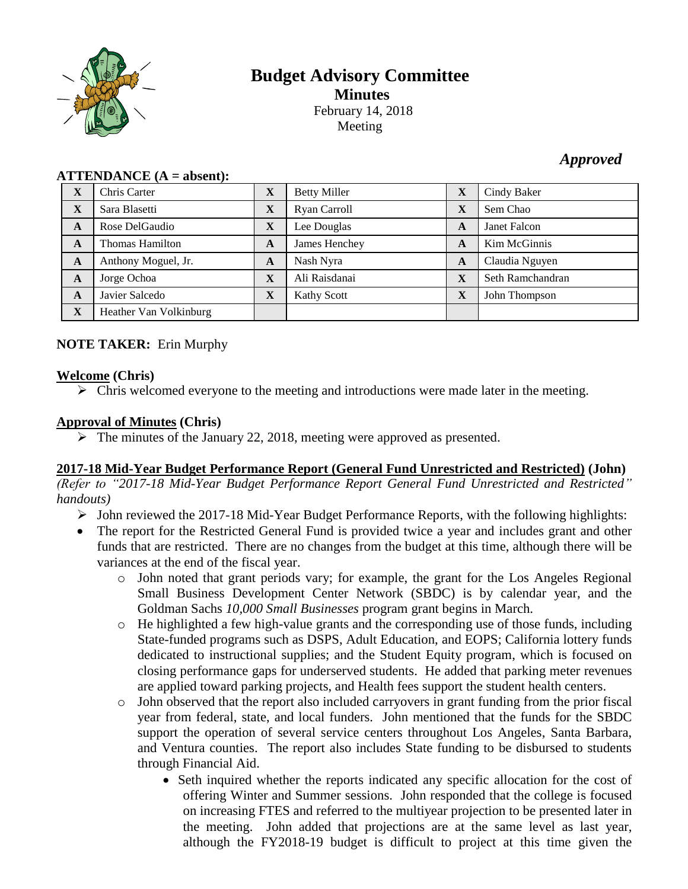# Budget Advisory Committee

## Minutes

February 14, 2018
Meeting

*Approved*

**ATTENDANCE (A = absent):**

| | | | | | |
|---|---|---|---|---|---|
| X | Chris Carter | X | Betty Miller | X | Cindy Baker |
| X | Sara Blasetti | X | Ryan Carroll | X | Sem Chao |
| A | Rose DelGaudio | X | Lee Douglas | A | Janet Falcon |
| A | Thomas Hamilton | A | James Henchey | A | Kim McGinnis |
| A | Anthony Moguel, Jr. | A | Nash Nyra | A | Claudia Nguyen |
| A | Jorge Ochoa | X | Ali Raisdanai | X | Seth Ramchandran |
| A | Javier Salcedo | X | Kathy Scott | X | John Thompson |
| X | Heather Van Volkinburg | | | | |

**NOTE TAKER:** Erin Murphy

**Welcome (Chris)**

- ➢ Chris welcomed everyone to the meeting and introductions were made later in the meeting.

**Approval of Minutes (Chris)**

- ➢ The minutes of the January 22, 2018, meeting were approved as presented.

**2017-18 Mid-Year Budget Performance Report (General Fund Unrestricted and Restricted) (John)**

*(Refer to "2017-18 Mid-Year Budget Performance Report General Fund Unrestricted and Restricted" handouts)*

- ➢ John reviewed the 2017-18 Mid-Year Budget Performance Reports, with the following highlights:
- The report for the Restricted General Fund is provided twice a year and includes grant and other funds that are restricted. There are no changes from the budget at this time, although there will be variances at the end of the fiscal year.
  - John noted that grant periods vary; for example, the grant for the Los Angeles Regional Small Business Development Center Network (SBDC) is by calendar year, and the Goldman Sachs *10,000 Small Businesses* program grant begins in March.
  - He highlighted a few high-value grants and the corresponding use of those funds, including State-funded programs such as DSPS, Adult Education, and EOPS; California lottery funds dedicated to instructional supplies; and the Student Equity program, which is focused on closing performance gaps for underserved students. He added that parking meter revenues are applied toward parking projects, and Health fees support the student health centers.
  - John observed that the report also included carryovers in grant funding from the prior fiscal year from federal, state, and local funders. John mentioned that the funds for the SBDC support the operation of several service centers throughout Los Angeles, Santa Barbara, and Ventura counties. The report also includes State funding to be disbursed to students through Financial Aid.
    - Seth inquired whether the reports indicated any specific allocation for the cost of offering Winter and Summer sessions. John responded that the college is focused on increasing FTES and referred to the multiyear projection to be presented later in the meeting. John added that projections are at the same level as last year, although the FY2018-19 budget is difficult to project at this time given the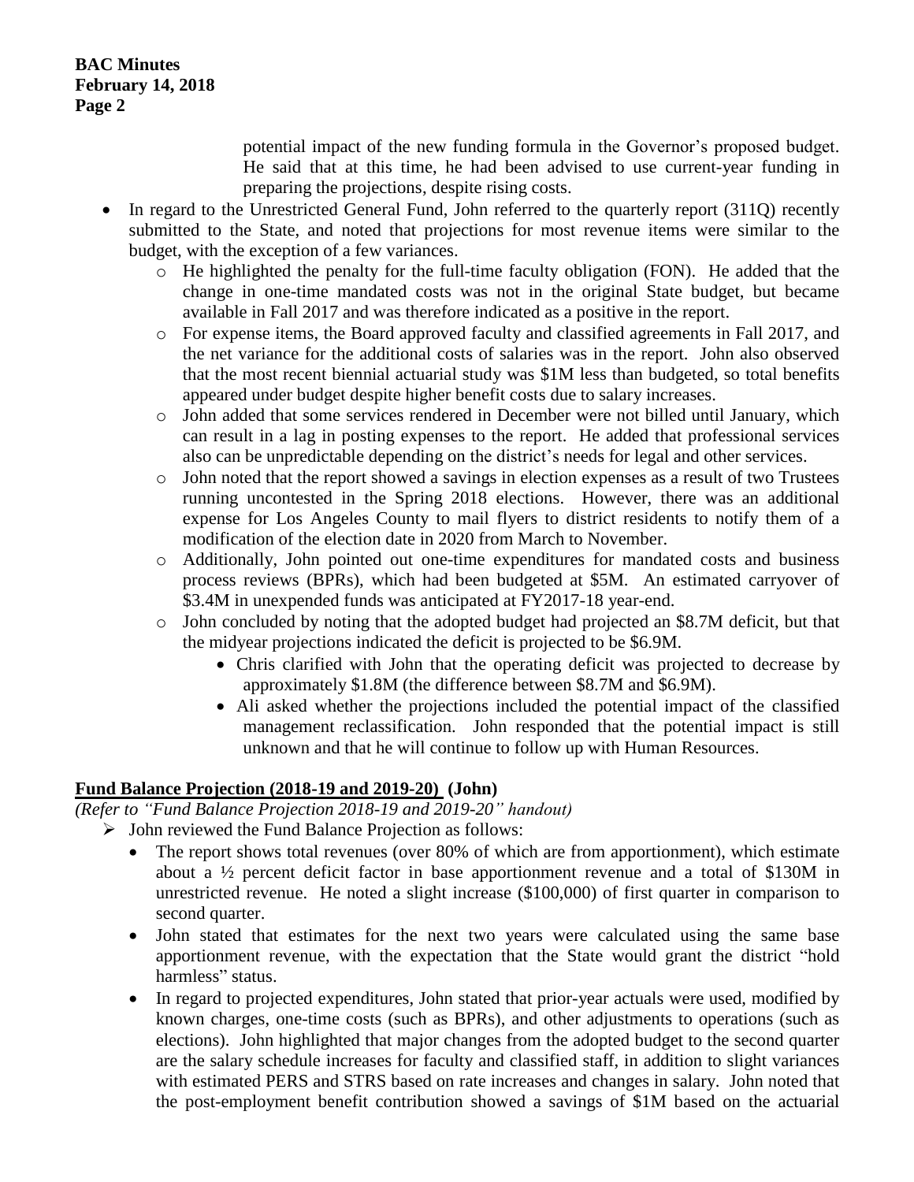potential impact of the new funding formula in the Governor's proposed budget. He said that at this time, he had been advised to use current-year funding in preparing the projections, despite rising costs.

- In regard to the Unrestricted General Fund, John referred to the quarterly report (311Q) recently submitted to the State, and noted that projections for most revenue items were similar to the budget, with the exception of a few variances.
  - He highlighted the penalty for the full-time faculty obligation (FON). He added that the change in one-time mandated costs was not in the original State budget, but became available in Fall 2017 and was therefore indicated as a positive in the report.
  - For expense items, the Board approved faculty and classified agreements in Fall 2017, and the net variance for the additional costs of salaries was in the report. John also observed that the most recent biennial actuarial study was $1M less than budgeted, so total benefits appeared under budget despite higher benefit costs due to salary increases.
  - John added that some services rendered in December were not billed until January, which can result in a lag in posting expenses to the report. He added that professional services also can be unpredictable depending on the district's needs for legal and other services.
  - John noted that the report showed a savings in election expenses as a result of two Trustees running uncontested in the Spring 2018 elections. However, there was an additional expense for Los Angeles County to mail flyers to district residents to notify them of a modification of the election date in 2020 from March to November.
  - Additionally, John pointed out one-time expenditures for mandated costs and business process reviews (BPRs), which had been budgeted at $5M. An estimated carryover of $3.4M in unexpended funds was anticipated at FY2017-18 year-end.
  - John concluded by noting that the adopted budget had projected an $8.7M deficit, but that the midyear projections indicated the deficit is projected to be $6.9M.
    - Chris clarified with John that the operating deficit was projected to decrease by approximately $1.8M (the difference between $8.7M and $6.9M).
    - Ali asked whether the projections included the potential impact of the classified management reclassification. John responded that the potential impact is still unknown and that he will continue to follow up with Human Resources.

**<u>Fund Balance Projection (2018-19 and 2019-20)</u> (John)**

*(Refer to "Fund Balance Projection 2018-19 and 2019-20" handout)*

- John reviewed the Fund Balance Projection as follows:
  - The report shows total revenues (over 80% of which are from apportionment), which estimate about a ½ percent deficit factor in base apportionment revenue and a total of $130M in unrestricted revenue. He noted a slight increase ($100,000) of first quarter in comparison to second quarter.
  - John stated that estimates for the next two years were calculated using the same base apportionment revenue, with the expectation that the State would grant the district "hold harmless" status.
  - In regard to projected expenditures, John stated that prior-year actuals were used, modified by known charges, one-time costs (such as BPRs), and other adjustments to operations (such as elections). John highlighted that major changes from the adopted budget to the second quarter are the salary schedule increases for faculty and classified staff, in addition to slight variances with estimated PERS and STRS based on rate increases and changes in salary. John noted that the post-employment benefit contribution showed a savings of $1M based on the actuarial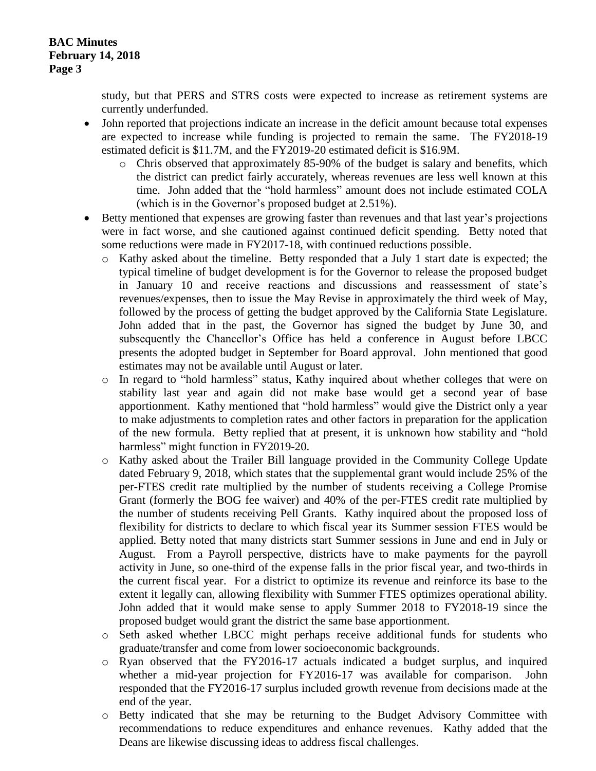study, but that PERS and STRS costs were expected to increase as retirement systems are currently underfunded.

- John reported that projections indicate an increase in the deficit amount because total expenses are expected to increase while funding is projected to remain the same. The FY2018-19 estimated deficit is $11.7M, and the FY2019-20 estimated deficit is $16.9M.
  - Chris observed that approximately 85-90% of the budget is salary and benefits, which the district can predict fairly accurately, whereas revenues are less well known at this time. John added that the "hold harmless" amount does not include estimated COLA (which is in the Governor's proposed budget at 2.51%).
- Betty mentioned that expenses are growing faster than revenues and that last year's projections were in fact worse, and she cautioned against continued deficit spending. Betty noted that some reductions were made in FY2017-18, with continued reductions possible.
  - Kathy asked about the timeline. Betty responded that a July 1 start date is expected; the typical timeline of budget development is for the Governor to release the proposed budget in January 10 and receive reactions and discussions and reassessment of state's revenues/expenses, then to issue the May Revise in approximately the third week of May, followed by the process of getting the budget approved by the California State Legislature. John added that in the past, the Governor has signed the budget by June 30, and subsequently the Chancellor's Office has held a conference in August before LBCC presents the adopted budget in September for Board approval. John mentioned that good estimates may not be available until August or later.
  - In regard to "hold harmless" status, Kathy inquired about whether colleges that were on stability last year and again did not make base would get a second year of base apportionment. Kathy mentioned that "hold harmless" would give the District only a year to make adjustments to completion rates and other factors in preparation for the application of the new formula. Betty replied that at present, it is unknown how stability and "hold harmless" might function in FY2019-20.
  - Kathy asked about the Trailer Bill language provided in the Community College Update dated February 9, 2018, which states that the supplemental grant would include 25% of the per-FTES credit rate multiplied by the number of students receiving a College Promise Grant (formerly the BOG fee waiver) and 40% of the per-FTES credit rate multiplied by the number of students receiving Pell Grants. Kathy inquired about the proposed loss of flexibility for districts to declare to which fiscal year its Summer session FTES would be applied. Betty noted that many districts start Summer sessions in June and end in July or August. From a Payroll perspective, districts have to make payments for the payroll activity in June, so one-third of the expense falls in the prior fiscal year, and two-thirds in the current fiscal year. For a district to optimize its revenue and reinforce its base to the extent it legally can, allowing flexibility with Summer FTES optimizes operational ability. John added that it would make sense to apply Summer 2018 to FY2018-19 since the proposed budget would grant the district the same base apportionment.
  - Seth asked whether LBCC might perhaps receive additional funds for students who graduate/transfer and come from lower socioeconomic backgrounds.
  - Ryan observed that the FY2016-17 actuals indicated a budget surplus, and inquired whether a mid-year projection for FY2016-17 was available for comparison. John responded that the FY2016-17 surplus included growth revenue from decisions made at the end of the year.
  - Betty indicated that she may be returning to the Budget Advisory Committee with recommendations to reduce expenditures and enhance revenues. Kathy added that the Deans are likewise discussing ideas to address fiscal challenges.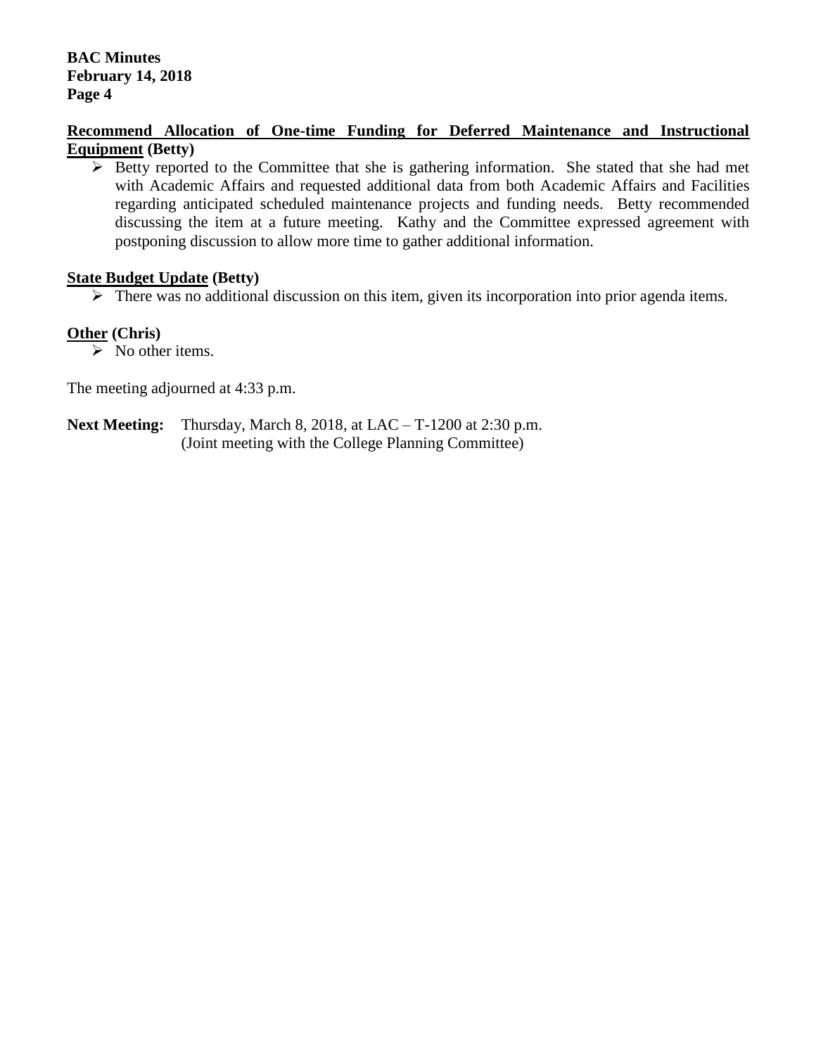**Recommend Allocation of One-time Funding for Deferred Maintenance and Instructional Equipment (Betty)**

- Betty reported to the Committee that she is gathering information. She stated that she had met with Academic Affairs and requested additional data from both Academic Affairs and Facilities regarding anticipated scheduled maintenance projects and funding needs. Betty recommended discussing the item at a future meeting. Kathy and the Committee expressed agreement with postponing discussion to allow more time to gather additional information.

**State Budget Update (Betty)**

- There was no additional discussion on this item, given its incorporation into prior agenda items.

**Other (Chris)**

- No other items.

The meeting adjourned at 4:33 p.m.

**Next Meeting:** Thursday, March 8, 2018, at LAC – T-1200 at 2:30 p.m.
(Joint meeting with the College Planning Committee)